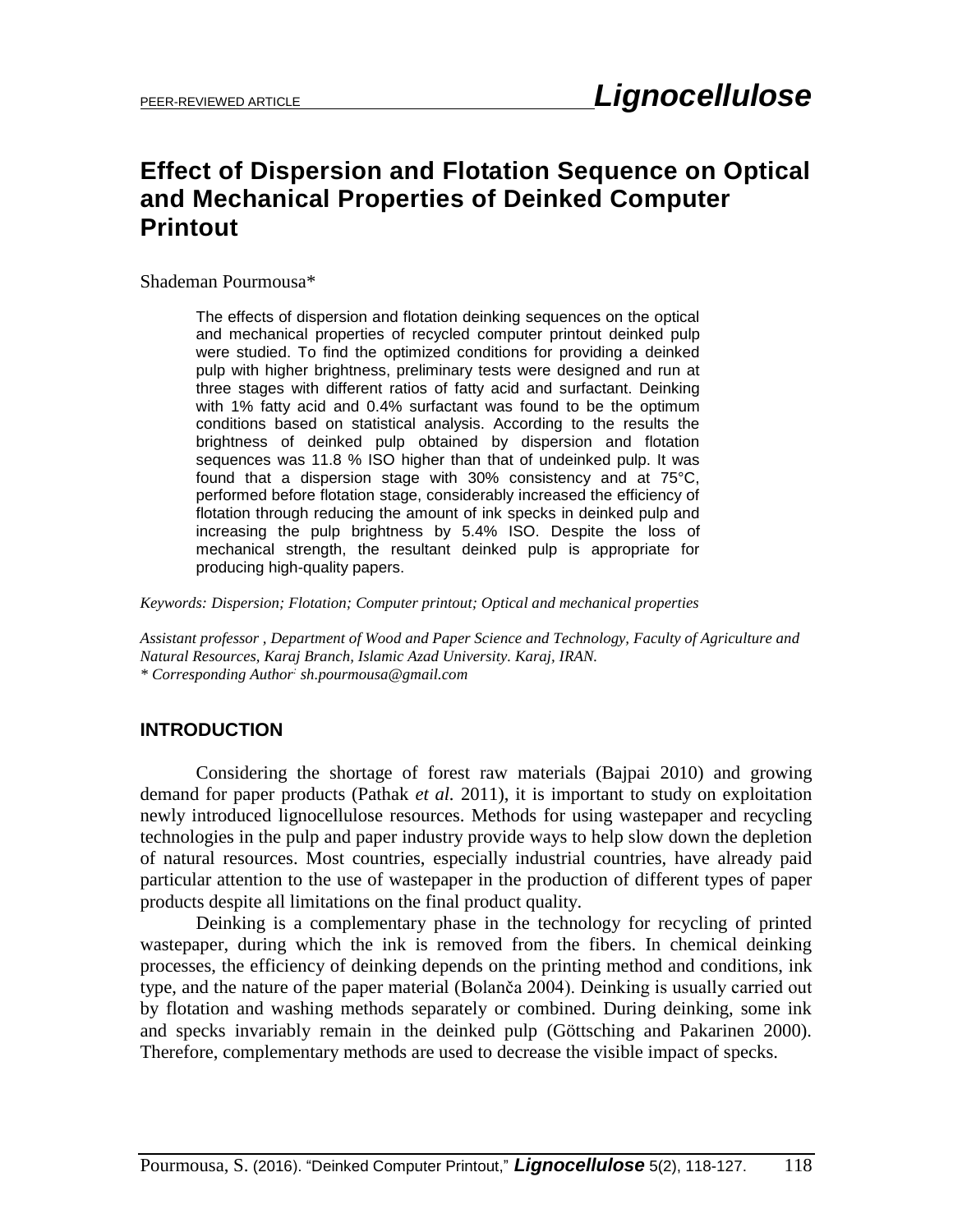PEER-REVIEWED ARTICLE

# Effect of Dispersion and Flotation Sequence on Optical and Mechanical Properties of Deinked Computer Printout

Shademan Pourmousa*

The effects of dispersion and flotation deinking sequences on the optical and mechanical properties of recycled computer printout deinked pulp were studied. To find the optimized conditions for providing a deinked pulp with higher brightness, preliminary tests were designed and run at three stages with different ratios of fatty acid and surfactant. Deinking with 1% fatty acid and 0.4% surfactant was found to be the optimum conditions based on statistical analysis. According to the results the brightness of deinked pulp obtained by dispersion and flotation sequences was 11.8 % ISO higher than that of undeinked pulp. It was found that a dispersion stage with 30% consistency and at 75°C, performed before flotation stage, considerably increased the efficiency of flotation through reducing the amount of ink specks in deinked pulp and increasing the pulp brightness by 5.4% ISO. Despite the loss of mechanical strength, the resultant deinked pulp is appropriate for producing high-quality papers.

*Keywords: Dispersion; Flotation; Computer printout; Optical and mechanical properties*

*Assistant professor , Department of Wood and Paper Science and Technology, Faculty of Agriculture and Natural Resources, Karaj Branch, Islamic Azad University. Karaj, IRAN.*
*\* Corresponding Author: sh.pourmousa@gmail.com*

## INTRODUCTION

Considering the shortage of forest raw materials (Bajpai 2010) and growing demand for paper products (Pathak *et al.* 2011), it is important to study on exploitation newly introduced lignocellulose resources. Methods for using wastepaper and recycling technologies in the pulp and paper industry provide ways to help slow down the depletion of natural resources. Most countries, especially industrial countries, have already paid particular attention to the use of wastepaper in the production of different types of paper products despite all limitations on the final product quality.

Deinking is a complementary phase in the technology for recycling of printed wastepaper, during which the ink is removed from the fibers. In chemical deinking processes, the efficiency of deinking depends on the printing method and conditions, ink type, and the nature of the paper material (Bolanča 2004). Deinking is usually carried out by flotation and washing methods separately or combined. During deinking, some ink and specks invariably remain in the deinked pulp (Göttsching and Pakarinen 2000). Therefore, complementary methods are used to decrease the visible impact of specks.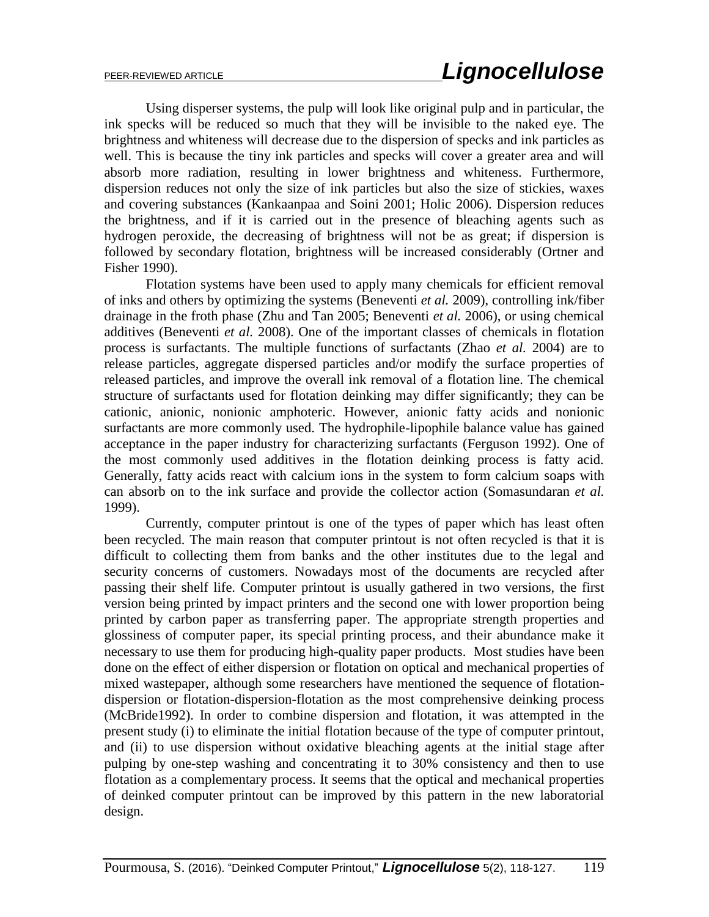Using disperser systems, the pulp will look like original pulp and in particular, the ink specks will be reduced so much that they will be invisible to the naked eye. The brightness and whiteness will decrease due to the dispersion of specks and ink particles as well. This is because the tiny ink particles and specks will cover a greater area and will absorb more radiation, resulting in lower brightness and whiteness. Furthermore, dispersion reduces not only the size of ink particles but also the size of stickies, waxes and covering substances (Kankaanpaa and Soini 2001; Holic 2006). Dispersion reduces the brightness, and if it is carried out in the presence of bleaching agents such as hydrogen peroxide, the decreasing of brightness will not be as great; if dispersion is followed by secondary flotation, brightness will be increased considerably (Ortner and Fisher 1990).

Flotation systems have been used to apply many chemicals for efficient removal of inks and others by optimizing the systems (Beneventi *et al.* 2009), controlling ink/fiber drainage in the froth phase (Zhu and Tan 2005; Beneventi *et al.* 2006), or using chemical additives (Beneventi *et al.* 2008). One of the important classes of chemicals in flotation process is surfactants. The multiple functions of surfactants (Zhao *et al.* 2004) are to release particles, aggregate dispersed particles and/or modify the surface properties of released particles, and improve the overall ink removal of a flotation line. The chemical structure of surfactants used for flotation deinking may differ significantly; they can be cationic, anionic, nonionic amphoteric. However, anionic fatty acids and nonionic surfactants are more commonly used. The hydrophile-lipophile balance value has gained acceptance in the paper industry for characterizing surfactants (Ferguson 1992). One of the most commonly used additives in the flotation deinking process is fatty acid. Generally, fatty acids react with calcium ions in the system to form calcium soaps with can absorb on to the ink surface and provide the collector action (Somasundaran *et al.* 1999).

Currently, computer printout is one of the types of paper which has least often been recycled. The main reason that computer printout is not often recycled is that it is difficult to collecting them from banks and the other institutes due to the legal and security concerns of customers. Nowadays most of the documents are recycled after passing their shelf life. Computer printout is usually gathered in two versions, the first version being printed by impact printers and the second one with lower proportion being printed by carbon paper as transferring paper. The appropriate strength properties and glossiness of computer paper, its special printing process, and their abundance make it necessary to use them for producing high-quality paper products. Most studies have been done on the effect of either dispersion or flotation on optical and mechanical properties of mixed wastepaper, although some researchers have mentioned the sequence of flotation-dispersion or flotation-dispersion-flotation as the most comprehensive deinking process (McBride1992). In order to combine dispersion and flotation, it was attempted in the present study (i) to eliminate the initial flotation because of the type of computer printout, and (ii) to use dispersion without oxidative bleaching agents at the initial stage after pulping by one-step washing and concentrating it to 30% consistency and then to use flotation as a complementary process. It seems that the optical and mechanical properties of deinked computer printout can be improved by this pattern in the new laboratorial design.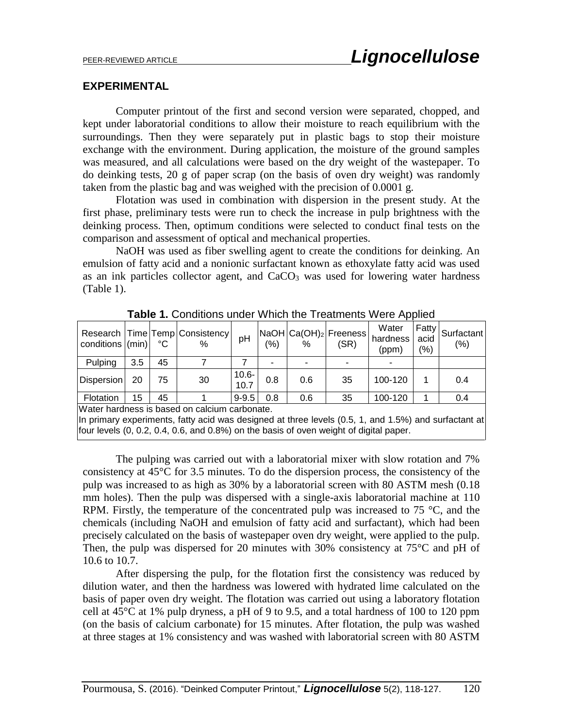## EXPERIMENTAL

Computer printout of the first and second version were separated, chopped, and kept under laboratorial conditions to allow their moisture to reach equilibrium with the surroundings. Then they were separately put in plastic bags to stop their moisture exchange with the environment. During application, the moisture of the ground samples was measured, and all calculations were based on the dry weight of the wastepaper. To do deinking tests, 20 g of paper scrap (on the basis of oven dry weight) was randomly taken from the plastic bag and was weighed with the precision of 0.0001 g.

Flotation was used in combination with dispersion in the present study. At the first phase, preliminary tests were run to check the increase in pulp brightness with the deinking process. Then, optimum conditions were selected to conduct final tests on the comparison and assessment of optical and mechanical properties.

NaOH was used as fiber swelling agent to create the conditions for deinking. An emulsion of fatty acid and a nonionic surfactant known as ethoxylate fatty acid was used as an ink particles collector agent, and $CaCO_3$ was used for lowering water hardness (Table 1).

**Table 1.** Conditions under Which the Treatments Were Applied

| Research conditions | Time (min) | Temp °C | Consistency % | pH | NaOH (%) | $Ca(OH)_2$ % | Freeness (SR) | Water hardness (ppm) | Fatty acid (%) | Surfactant (%) |
|---|---|---|---|---|---|---|---|---|---|---|
| Pulping | 3.5 | 45 | 7 | 7 | - | - | - | - | | |
| Dispersion | 20 | 75 | 30 | 10.6-10.7 | 0.8 | 0.6 | 35 | 100-120 | 1 | 0.4 |
| Flotation | 15 | 45 | 1 | 9-9.5 | 0.8 | 0.6 | 35 | 100-120 | 1 | 0.4 |

Water hardness is based on calcium carbonate.
In primary experiments, fatty acid was designed at three levels (0.5, 1, and 1.5%) and surfactant at four levels (0, 0.2, 0.4, 0.6, and 0.8%) on the basis of oven weight of digital paper.

The pulping was carried out with a laboratorial mixer with slow rotation and 7% consistency at 45°C for 3.5 minutes. To do the dispersion process, the consistency of the pulp was increased to as high as 30% by a laboratorial screen with 80 ASTM mesh (0.18 mm holes). Then the pulp was dispersed with a single-axis laboratorial machine at 110 RPM. Firstly, the temperature of the concentrated pulp was increased to 75 °C, and the chemicals (including NaOH and emulsion of fatty acid and surfactant), which had been precisely calculated on the basis of wastepaper oven dry weight, were applied to the pulp. Then, the pulp was dispersed for 20 minutes with 30% consistency at 75°C and pH of 10.6 to 10.7.

After dispersing the pulp, for the flotation first the consistency was reduced by dilution water, and then the hardness was lowered with hydrated lime calculated on the basis of paper oven dry weight. The flotation was carried out using a laboratory flotation cell at 45°C at 1% pulp dryness, a pH of 9 to 9.5, and a total hardness of 100 to 120 ppm (on the basis of calcium carbonate) for 15 minutes. After flotation, the pulp was washed at three stages at 1% consistency and was washed with laboratorial screen with 80 ASTM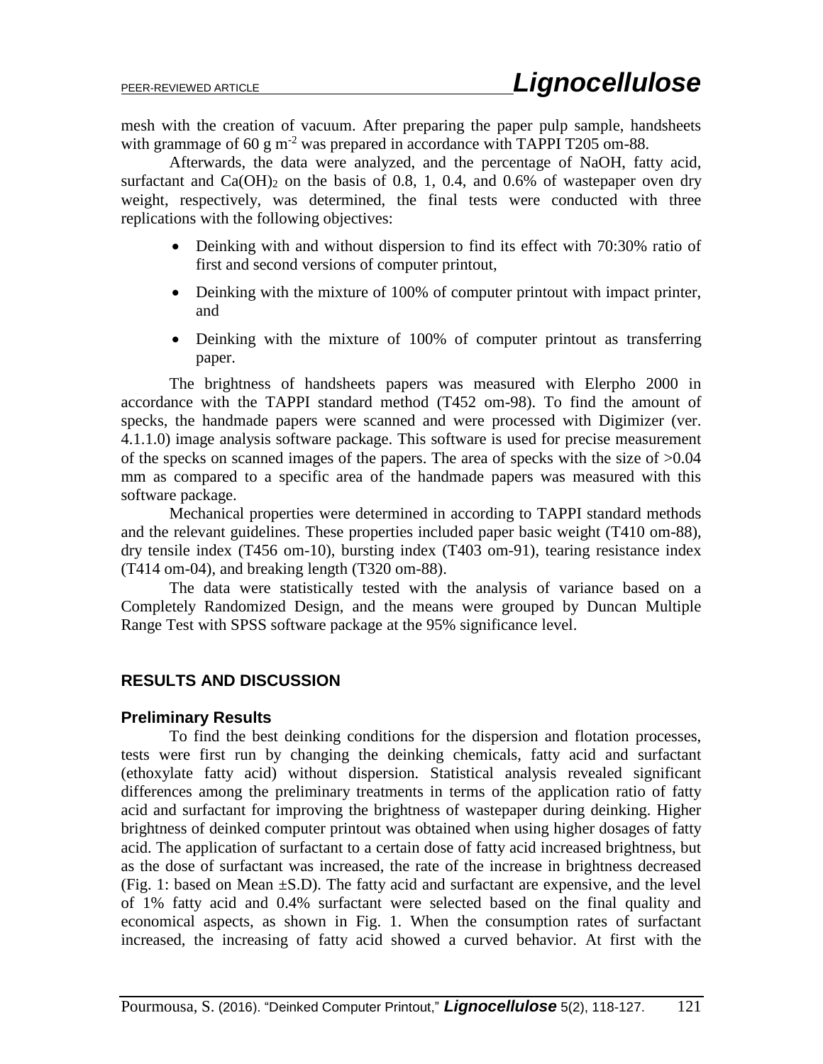mesh with the creation of vacuum. After preparing the paper pulp sample, handsheets with grammage of 60 g $m^{-2}$ was prepared in accordance with TAPPI T205 om-88.

Afterwards, the data were analyzed, and the percentage of NaOH, fatty acid, surfactant and $Ca(OH)_2$ on the basis of 0.8, 1, 0.4, and 0.6% of wastepaper oven dry weight, respectively, was determined, the final tests were conducted with three replications with the following objectives:

- Deinking with and without dispersion to find its effect with 70:30% ratio of first and second versions of computer printout,
- Deinking with the mixture of 100% of computer printout with impact printer, and
- Deinking with the mixture of 100% of computer printout as transferring paper.

The brightness of handsheets papers was measured with Elerpho 2000 in accordance with the TAPPI standard method (T452 om-98). To find the amount of specks, the handmade papers were scanned and were processed with Digimizer (ver. 4.1.1.0) image analysis software package. This software is used for precise measurement of the specks on scanned images of the papers. The area of specks with the size of >0.04 mm as compared to a specific area of the handmade papers was measured with this software package.

Mechanical properties were determined in according to TAPPI standard methods and the relevant guidelines. These properties included paper basic weight (T410 om-88), dry tensile index (T456 om-10), bursting index (T403 om-91), tearing resistance index (T414 om-04), and breaking length (T320 om-88).

The data were statistically tested with the analysis of variance based on a Completely Randomized Design, and the means were grouped by Duncan Multiple Range Test with SPSS software package at the 95% significance level.

## RESULTS AND DISCUSSION

### Preliminary Results

To find the best deinking conditions for the dispersion and flotation processes, tests were first run by changing the deinking chemicals, fatty acid and surfactant (ethoxylate fatty acid) without dispersion. Statistical analysis revealed significant differences among the preliminary treatments in terms of the application ratio of fatty acid and surfactant for improving the brightness of wastepaper during deinking. Higher brightness of deinked computer printout was obtained when using higher dosages of fatty acid. The application of surfactant to a certain dose of fatty acid increased brightness, but as the dose of surfactant was increased, the rate of the increase in brightness decreased (Fig. 1: based on Mean ±S.D). The fatty acid and surfactant are expensive, and the level of 1% fatty acid and 0.4% surfactant were selected based on the final quality and economical aspects, as shown in Fig. 1. When the consumption rates of surfactant increased, the increasing of fatty acid showed a curved behavior. At first with the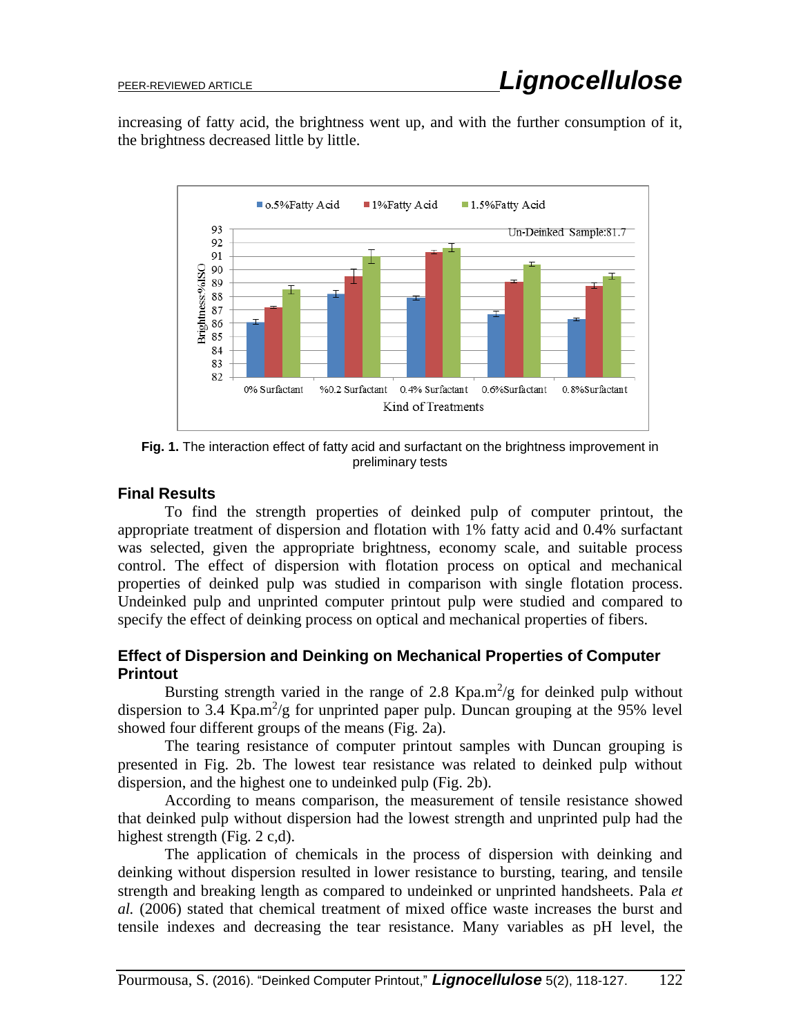increasing of fatty acid, the brightness went up, and with the further consumption of it, the brightness decreased little by little.

**Fig. 1.** The interaction effect of fatty acid and surfactant on the brightness improvement in preliminary tests

## Final Results

To find the strength properties of deinked pulp of computer printout, the appropriate treatment of dispersion and flotation with 1% fatty acid and 0.4% surfactant was selected, given the appropriate brightness, economy scale, and suitable process control. The effect of dispersion with flotation process on optical and mechanical properties of deinked pulp was studied in comparison with single flotation process. Undeinked pulp and unprinted computer printout pulp were studied and compared to specify the effect of deinking process on optical and mechanical properties of fibers.

### Effect of Dispersion and Deinking on Mechanical Properties of Computer Printout

Bursting strength varied in the range of 2.8 Kpa.m$^2$/g for deinked pulp without dispersion to 3.4 Kpa.m$^2$/g for unprinted paper pulp. Duncan grouping at the 95% level showed four different groups of the means (Fig. 2a).

The tearing resistance of computer printout samples with Duncan grouping is presented in Fig. 2b. The lowest tear resistance was related to deinked pulp without dispersion, and the highest one to undeinked pulp (Fig. 2b).

According to means comparison, the measurement of tensile resistance showed that deinked pulp without dispersion had the lowest strength and unprinted pulp had the highest strength (Fig. 2 c,d).

The application of chemicals in the process of dispersion with deinking and deinking without dispersion resulted in lower resistance to bursting, tearing, and tensile strength and breaking length as compared to undeinked or unprinted handsheets. Pala *et al.* (2006) stated that chemical treatment of mixed office waste increases the burst and tensile indexes and decreasing the tear resistance. Many variables as pH level, the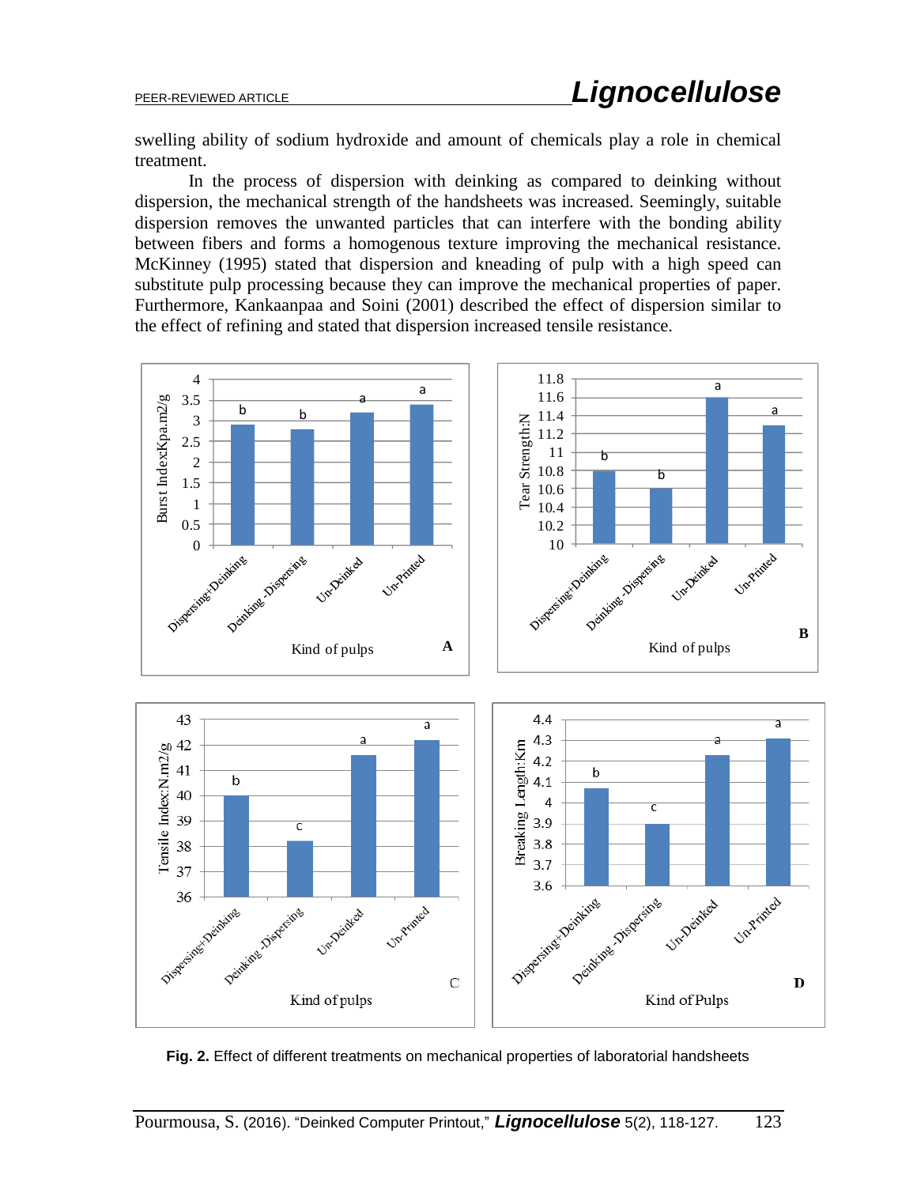swelling ability of sodium hydroxide and amount of chemicals play a role in chemical treatment.

In the process of dispersion with deinking as compared to deinking without dispersion, the mechanical strength of the handsheets was increased. Seemingly, suitable dispersion removes the unwanted particles that can interfere with the bonding ability between fibers and forms a homogenous texture improving the mechanical resistance. McKinney (1995) stated that dispersion and kneading of pulp with a high speed can substitute pulp processing because they can improve the mechanical properties of paper. Furthermore, Kankaanpaa and Soini (2001) described the effect of dispersion similar to the effect of refining and stated that dispersion increased tensile resistance.

**Fig. 2.** Effect of different treatments on mechanical properties of laboratorial handsheets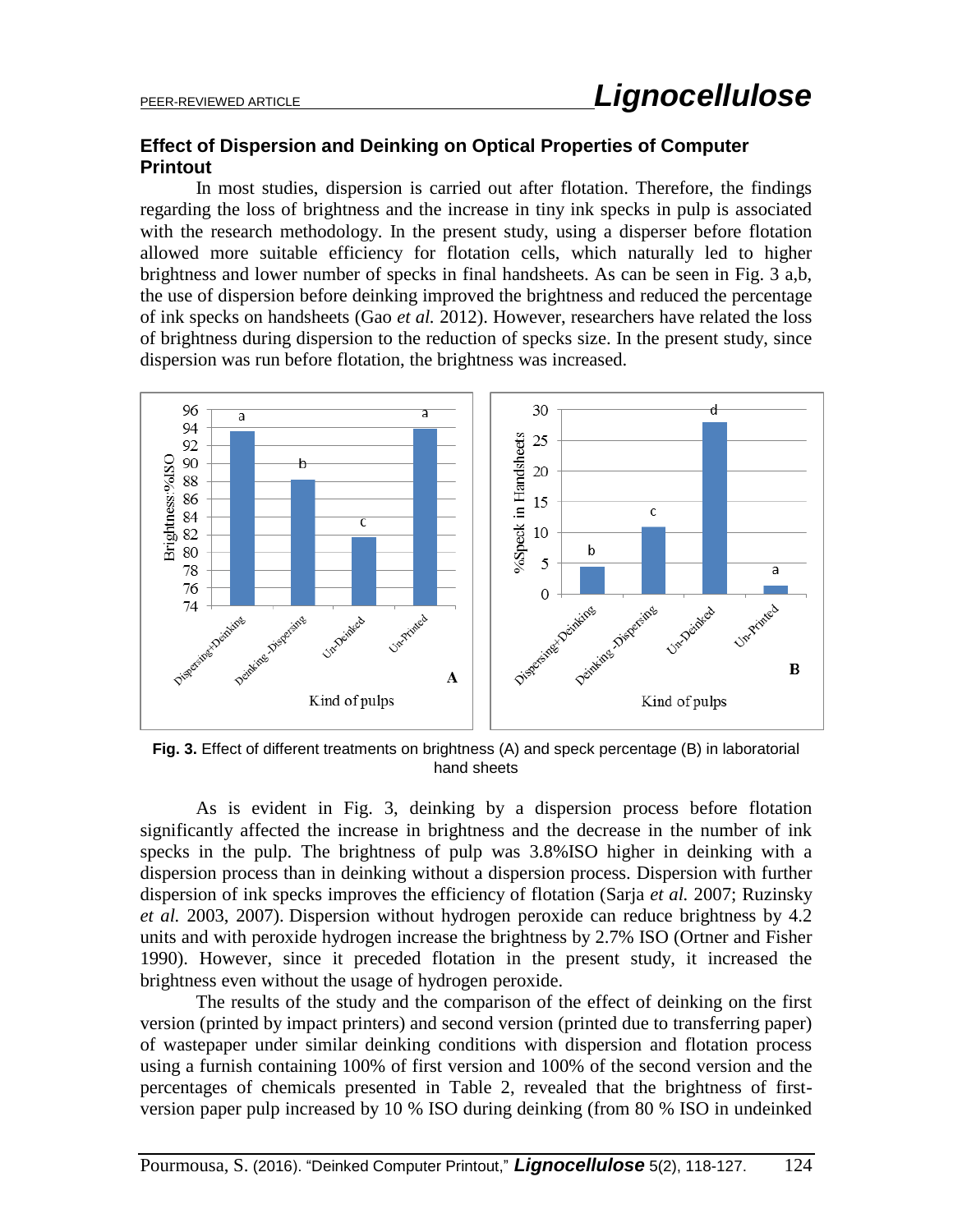### Effect of Dispersion and Deinking on Optical Properties of Computer Printout

In most studies, dispersion is carried out after flotation. Therefore, the findings regarding the loss of brightness and the increase in tiny ink specks in pulp is associated with the research methodology. In the present study, using a disperser before flotation allowed more suitable efficiency for flotation cells, which naturally led to higher brightness and lower number of specks in final handsheets. As can be seen in Fig. 3 a,b, the use of dispersion before deinking improved the brightness and reduced the percentage of ink specks on handsheets (Gao *et al.* 2012). However, researchers have related the loss of brightness during dispersion to the reduction of specks size. In the present study, since dispersion was run before flotation, the brightness was increased.

**Fig. 3.** Effect of different treatments on brightness (A) and speck percentage (B) in laboratorial hand sheets

As is evident in Fig. 3, deinking by a dispersion process before flotation significantly affected the increase in brightness and the decrease in the number of ink specks in the pulp. The brightness of pulp was 3.8%ISO higher in deinking with a dispersion process than in deinking without a dispersion process. Dispersion with further dispersion of ink specks improves the efficiency of flotation (Sarja *et al.* 2007; Ruzinsky *et al.* 2003, 2007). Dispersion without hydrogen peroxide can reduce brightness by 4.2 units and with peroxide hydrogen increase the brightness by 2.7% ISO (Ortner and Fisher 1990). However, since it preceded flotation in the present study, it increased the brightness even without the usage of hydrogen peroxide.

The results of the study and the comparison of the effect of deinking on the first version (printed by impact printers) and second version (printed due to transferring paper) of wastepaper under similar deinking conditions with dispersion and flotation process using a furnish containing 100% of first version and 100% of the second version and the percentages of chemicals presented in Table 2, revealed that the brightness of first-version paper pulp increased by 10 % ISO during deinking (from 80 % ISO in undeinked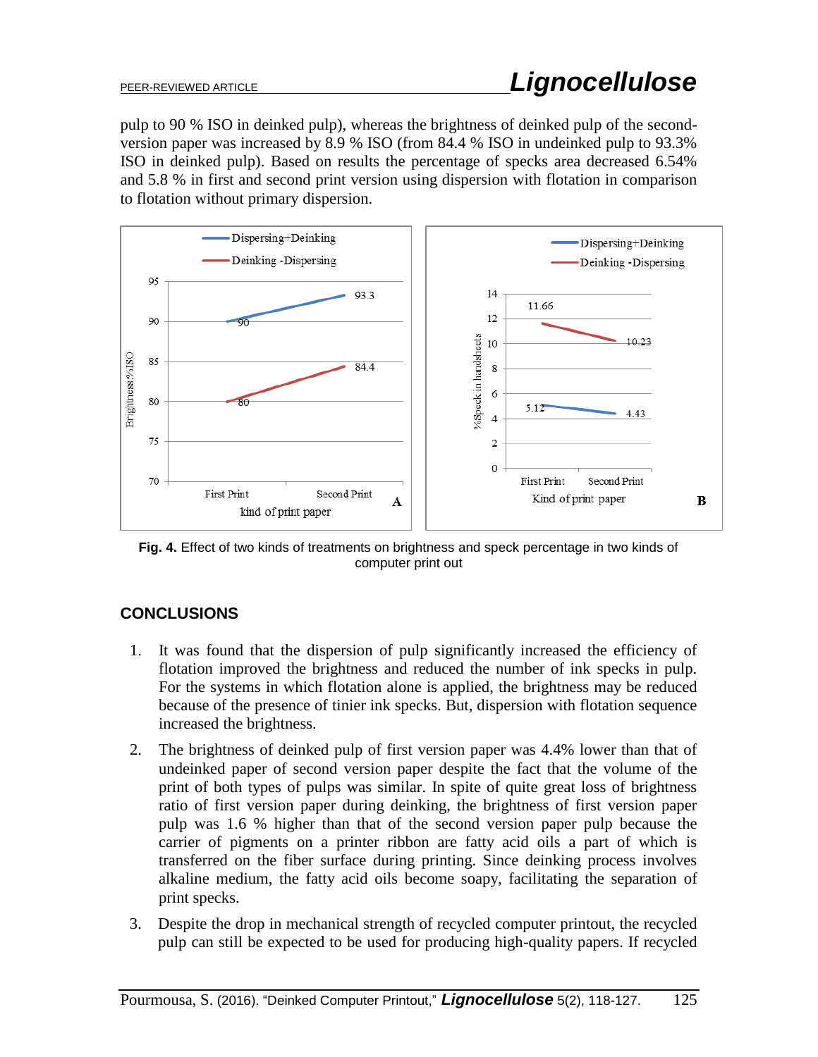pulp to 90 % ISO in deinked pulp), whereas the brightness of deinked pulp of the second-version paper was increased by 8.9 % ISO (from 84.4 % ISO in undeinked pulp to 93.3% ISO in deinked pulp). Based on results the percentage of specks area decreased 6.54% and 5.8 % in first and second print version using dispersion with flotation in comparison to flotation without primary dispersion.

**Fig. 4.** Effect of two kinds of treatments on brightness and speck percentage in two kinds of computer print out

## CONCLUSIONS

1. It was found that the dispersion of pulp significantly increased the efficiency of flotation improved the brightness and reduced the number of ink specks in pulp. For the systems in which flotation alone is applied, the brightness may be reduced because of the presence of tinier ink specks. But, dispersion with flotation sequence increased the brightness.
2. The brightness of deinked pulp of first version paper was 4.4% lower than that of undeinked paper of second version paper despite the fact that the volume of the print of both types of pulps was similar. In spite of quite great loss of brightness ratio of first version paper during deinking, the brightness of first version paper pulp was 1.6 % higher than that of the second version paper pulp because the carrier of pigments on a printer ribbon are fatty acid oils a part of which is transferred on the fiber surface during printing. Since deinking process involves alkaline medium, the fatty acid oils become soapy, facilitating the separation of print specks.
3. Despite the drop in mechanical strength of recycled computer printout, the recycled pulp can still be expected to be used for producing high-quality papers. If recycled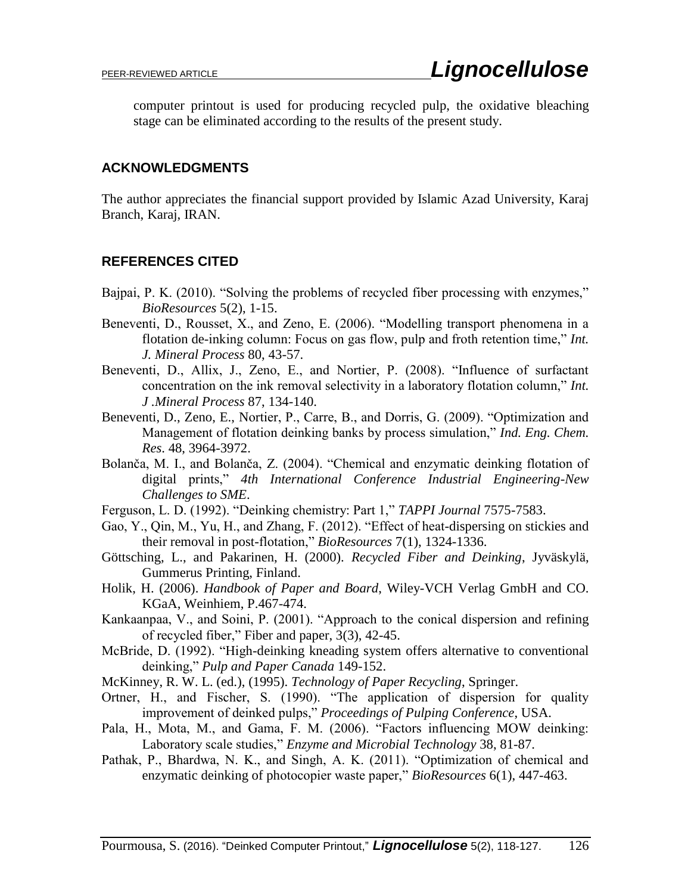computer printout is used for producing recycled pulp, the oxidative bleaching stage can be eliminated according to the results of the present study.

## ACKNOWLEDGMENTS

The author appreciates the financial support provided by Islamic Azad University, Karaj Branch, Karaj, IRAN.

## REFERENCES CITED

Bajpai, P. K. (2010). "Solving the problems of recycled fiber processing with enzymes," *BioResources* 5(2), 1-15.

Beneventi, D., Rousset, X., and Zeno, E. (2006). "Modelling transport phenomena in a flotation de-inking column: Focus on gas flow, pulp and froth retention time," *Int. J. Mineral Process* 80, 43-57.

Beneventi, D., Allix, J., Zeno, E., and Nortier, P. (2008). "Influence of surfactant concentration on the ink removal selectivity in a laboratory flotation column," *Int. J .Mineral Process* 87, 134-140.

Beneventi, D., Zeno, E., Nortier, P., Carre, B., and Dorris, G. (2009). "Optimization and Management of flotation deinking banks by process simulation," *Ind. Eng. Chem. Res*. 48, 3964-3972.

Bolanča, M. I., and Bolanča, Z. (2004). "Chemical and enzymatic deinking flotation of digital prints," *4th International Conference Industrial Engineering-New Challenges to SME*.

Ferguson, L. D. (1992). "Deinking chemistry: Part 1," *TAPPI Journal* 7575-7583.

Gao, Y., Qin, M., Yu, H., and Zhang, F. (2012). "Effect of heat-dispersing on stickies and their removal in post-flotation," *BioResources* 7(1), 1324-1336.

Göttsching, L., and Pakarinen, H. (2000). *Recycled Fiber and Deinking*, Jyväskylä, Gummerus Printing, Finland.

Holik, H. (2006). *Handbook of Paper and Board,* Wiley-VCH Verlag GmbH and CO. KGaA, Weinhiem, P.467-474.

Kankaanpaa, V., and Soini, P. (2001). "Approach to the conical dispersion and refining of recycled fiber," Fiber and paper, 3(3), 42-45.

McBride, D. (1992). "High-deinking kneading system offers alternative to conventional deinking," *Pulp and Paper Canada* 149-152.

McKinney, R. W. L. (ed.), (1995). *Technology of Paper Recycling*, Springer.

Ortner, H., and Fischer, S. (1990). "The application of dispersion for quality improvement of deinked pulps," *Proceedings of Pulping Conference*, USA.

Pala, H., Mota, M., and Gama, F. M. (2006). "Factors influencing MOW deinking: Laboratory scale studies," *Enzyme and Microbial Technology* 38, 81-87.

Pathak, P., Bhardwa, N. K., and Singh, A. K. (2011). "Optimization of chemical and enzymatic deinking of photocopier waste paper," *BioResources* 6(1), 447-463.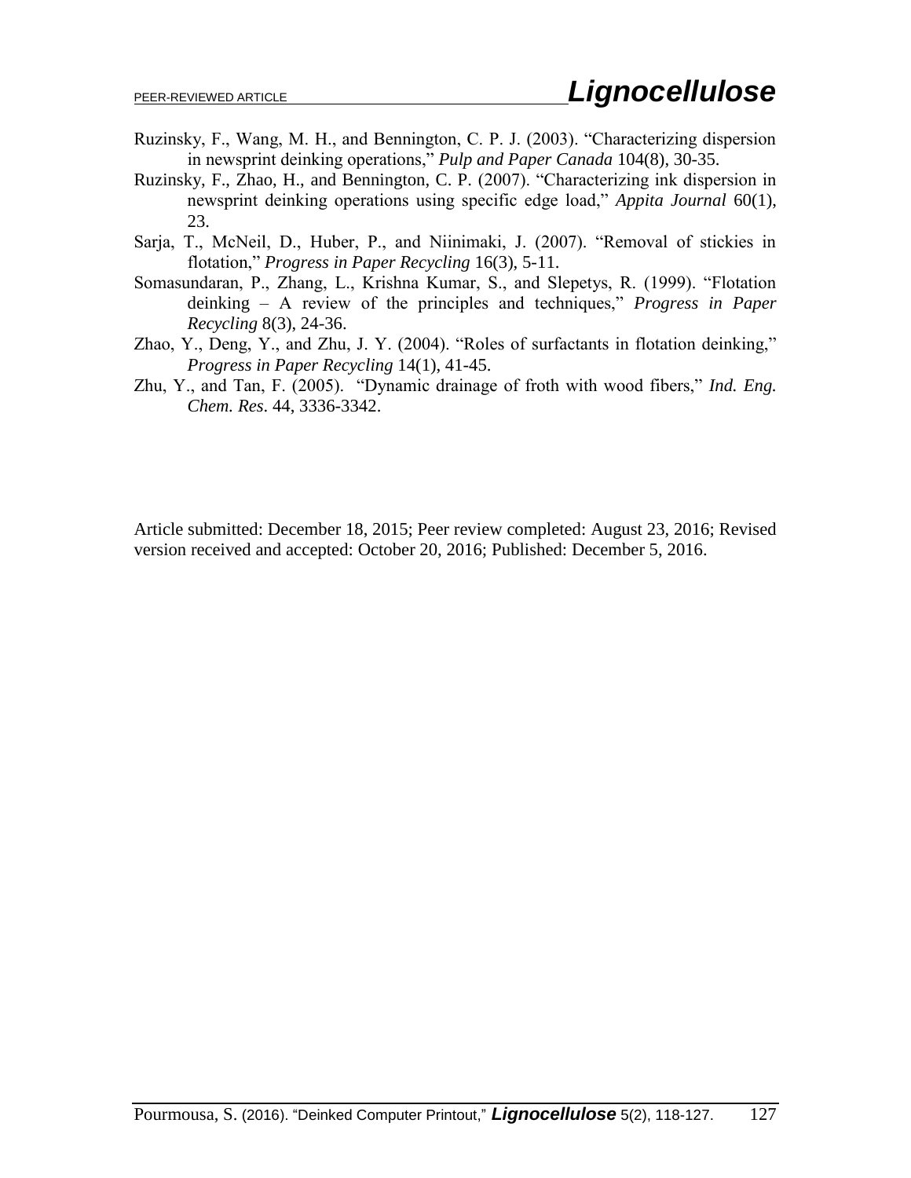Ruzinsky, F., Wang, M. H., and Bennington, C. P. J. (2003). "Characterizing dispersion in newsprint deinking operations," *Pulp and Paper Canada* 104(8), 30-35.

Ruzinsky, F., Zhao, H., and Bennington, C. P. (2007). "Characterizing ink dispersion in newsprint deinking operations using specific edge load," *Appita Journal* 60(1), 23.

Sarja, T., McNeil, D., Huber, P., and Niinimaki, J. (2007). "Removal of stickies in flotation," *Progress in Paper Recycling* 16(3), 5-11.

Somasundaran, P., Zhang, L., Krishna Kumar, S., and Slepetys, R. (1999). "Flotation deinking – A review of the principles and techniques," *Progress in Paper Recycling* 8(3), 24-36.

Zhao, Y., Deng, Y., and Zhu, J. Y. (2004). "Roles of surfactants in flotation deinking," *Progress in Paper Recycling* 14(1), 41-45.

Zhu, Y., and Tan, F. (2005). "Dynamic drainage of froth with wood fibers," *Ind. Eng. Chem. Res*. 44, 3336-3342.

Article submitted: December 18, 2015; Peer review completed: August 23, 2016; Revised version received and accepted: October 20, 2016; Published: December 5, 2016.